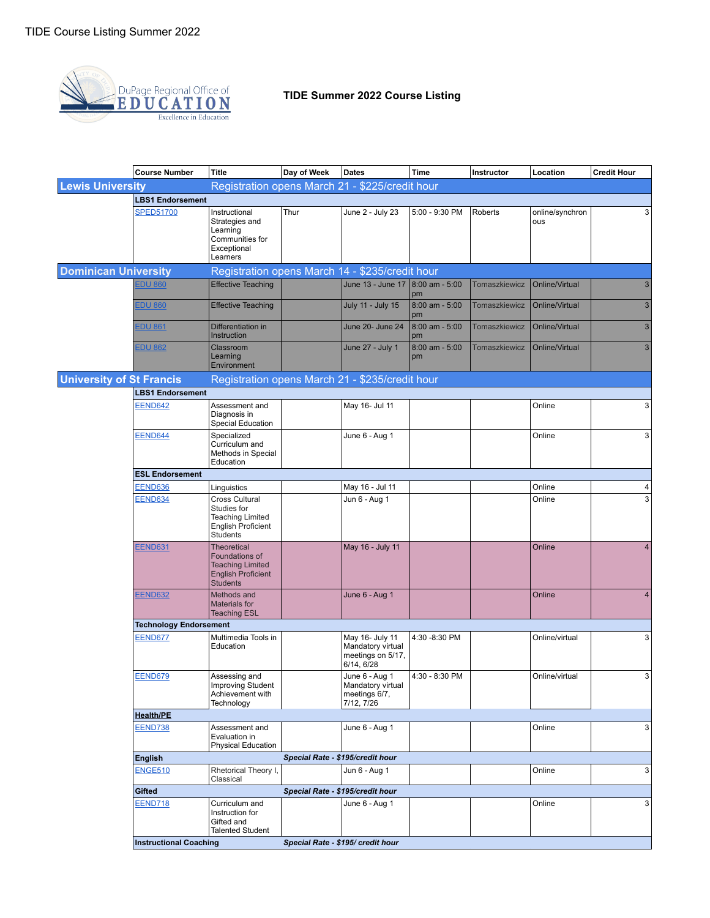TIDE Course Listing Summer 2022

DuPage Regional Office of EDUCATION
Excellence in Education

# TIDE Summer 2022 Course Listing

| | Course Number | Title | Day of Week | Dates | Time | Instructor | Location | Credit Hour |
|---|---|---|---|---|---|---|---|---|
| **Lewis University** | Registration opens March 21 - $225/credit hour | | | | | | | |
| | **LBS1 Endorsement** | | | | | | | |
| | SPED51700 | Instructional Strategies and Learning Communities for Exceptional Learners | Thur | June 2 - July 23 | 5:00 - 9:30 PM | Roberts | online/synchronous | 3 |
| **Dominican University** | Registration opens March 14 - $235/credit hour | | | | | | | |
| | EDU 860 | Effective Teaching | | June 13 - June 17 | 8:00 am - 5:00 pm | Tomaszkiewicz | Online/Virtual | 3 |
| | EDU 860 | Effective Teaching | | July 11 - July 15 | 8:00 am - 5:00 pm | Tomaszkiewicz | Online/Virtual | 3 |
| | EDU 861 | Differentiation in Instruction | | June 20- June 24 | 8:00 am - 5:00 pm | Tomaszkiewicz | Online/Virtual | 3 |
| | EDU 862 | Classroom Learning Environment | | June 27 - July 1 | 8:00 am - 5:00 pm | Tomaszkiewicz | Online/Virtual | 3 |
| **University of St Francis** | Registration opens March 21 - $235/credit hour | | | | | | | |
| | **LBS1 Endorsement** | | | | | | | |
| | EEND642 | Assessment and Diagnosis in Special Education | | May 16- Jul 11 | | | Online | 3 |
| | EEND644 | Specialized Curriculum and Methods in Special Education | | June 6 - Aug 1 | | | Online | 3 |
| | **ESL Endorsement** | | | | | | | |
| | EEND636 | Linguistics | | May 16 - Jul 11 | | | Online | 4 |
| | EEND634 | Cross Cultural Studies for Teaching Limited English Proficient Students | | Jun 6 - Aug 1 | | | Online | 3 |
| | EEND631 | Theoretical Foundations of Teaching Limited English Proficient Students | | May 16 - July 11 | | | Online | 4 |
| | EEND632 | Methods and Materials for Teaching ESL | | June 6 - Aug 1 | | | Online | 4 |
| | **Technology Endorsement** | | | | | | | |
| | EEND677 | Multimedia Tools in Education | | May 16- July 11 Mandatory virtual meetings on 5/17, 6/14, 6/28 | 4:30 -8:30 PM | | Online/virtual | 3 |
| | EEND679 | Assessing and Improving Student Achievement with Technology | | June 6 - Aug 1 Mandatory virtual meetings 6/7, 7/12, 7/26 | 4:30 - 8:30 PM | | Online/virtual | 3 |
| | **Health/PE** | | | | | | | |
| | EEND738 | Assessment and Evaluation in Physical Education | | June 6 - Aug 1 | | | Online | 3 |
| | **English** | | ***Special Rate - $195/credit hour*** | | | | | |
| | ENGE510 | Rhetorical Theory I, Classical | | Jun 6 - Aug 1 | | | Online | 3 |
| | **Gifted** | | ***Special Rate - $195/credit hour*** | | | | | |
| | EEND718 | Curriculum and Instruction for Gifted and Talented Student | | June 6 - Aug 1 | | | Online | 3 |
| | **Instructional Coaching** | | ***Special Rate - $195/ credit hour*** | | | | | |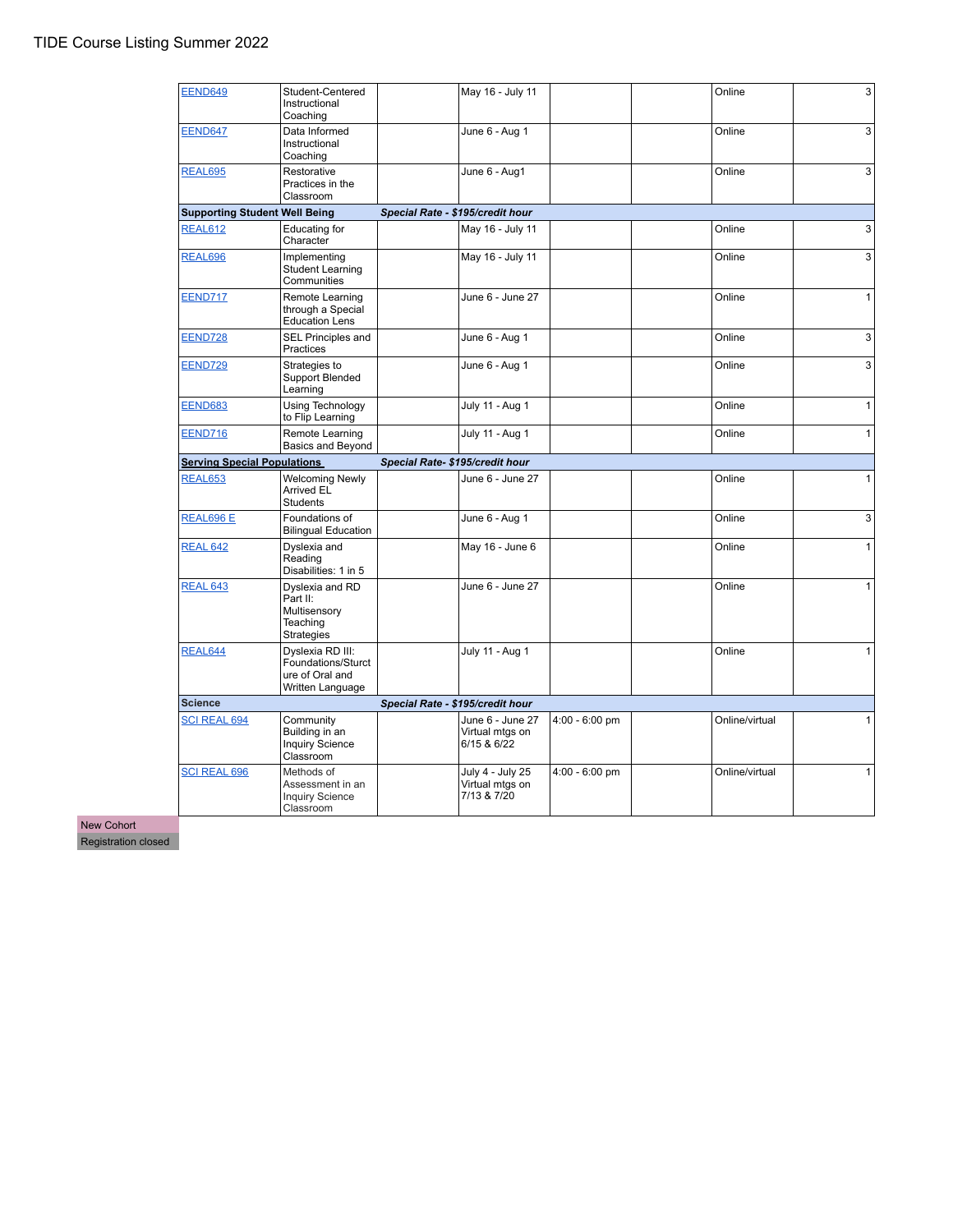# TIDE Course Listing Summer 2022

| | | | | | | | |
|---|---|---|---|---|---|---|---|
| EEND649 | Student-Centered Instructional Coaching | | May 16 - July 11 | | | Online | 3 |
| EEND647 | Data Informed Instructional Coaching | | June 6 - Aug 1 | | | Online | 3 |
| REAL695 | Restorative Practices in the Classroom | | June 6 - Aug1 | | | Online | 3 |
| **Supporting Student Well Being** | | ***Special Rate - $195/credit hour*** | | | | | |
| REAL612 | Educating for Character | | May 16 - July 11 | | | Online | 3 |
| REAL696 | Implementing Student Learning Communities | | May 16 - July 11 | | | Online | 3 |
| EEND717 | Remote Learning through a Special Education Lens | | June 6 - June 27 | | | Online | 1 |
| EEND728 | SEL Principles and Practices | | June 6 - Aug 1 | | | Online | 3 |
| EEND729 | Strategies to Support Blended Learning | | June 6 - Aug 1 | | | Online | 3 |
| EEND683 | Using Technology to Flip Learning | | July 11 - Aug 1 | | | Online | 1 |
| EEND716 | Remote Learning Basics and Beyond | | July 11 - Aug 1 | | | Online | 1 |
| **Serving Special Populations** | | ***Special Rate- $195/credit hour*** | | | | | |
| REAL653 | Welcoming Newly Arrived EL Students | | June 6 - June 27 | | | Online | 1 |
| REAL696 E | Foundations of Bilingual Education | | June 6 - Aug 1 | | | Online | 3 |
| REAL 642 | Dyslexia and Reading Disabilities: 1 in 5 | | May 16 - June 6 | | | Online | 1 |
| REAL 643 | Dyslexia and RD Part II: Multisensory Teaching Strategies | | June 6 - June 27 | | | Online | 1 |
| REAL644 | Dyslexia RD III: Foundations/Sturcture of Oral and Written Language | | July 11 - Aug 1 | | | Online | 1 |
| **Science** | | ***Special Rate - $195/credit hour*** | | | | | |
| SCI REAL 694 | Community Building in an Inquiry Science Classroom | | June 6 - June 27 Virtual mtgs on 6/15 & 6/22 | 4:00 - 6:00 pm | | Online/virtual | 1 |
| SCI REAL 696 | Methods of Assessment in an Inquiry Science Classroom | | July 4 - July 25 Virtual mtgs on 7/13 & 7/20 | 4:00 - 6:00 pm | | Online/virtual | 1 |

New Cohort

Registration closed